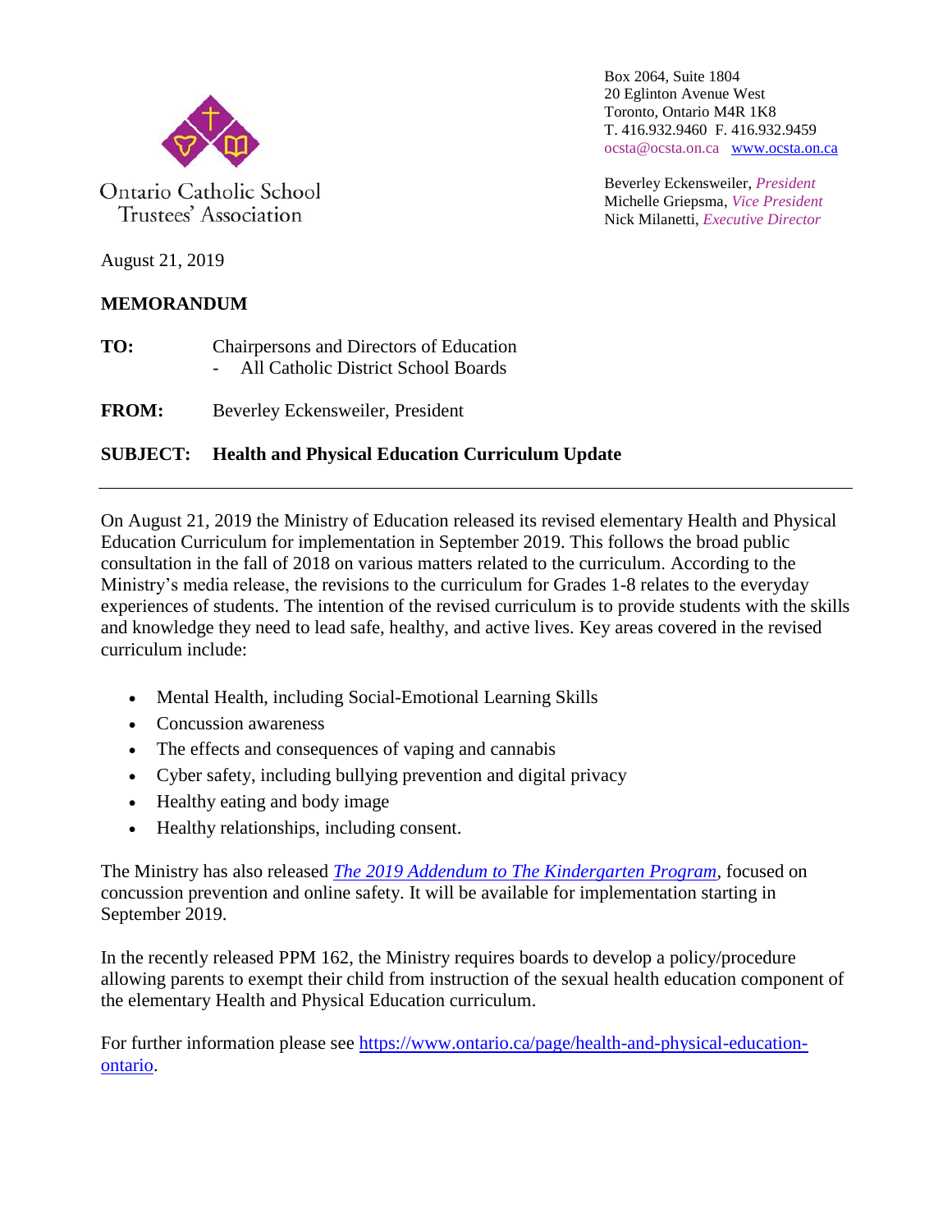Ontario Catholic School Trustees' Association

Box 2064, Suite 1804
20 Eglinton Avenue West
Toronto, Ontario M4R 1K8
T. 416.932.9460 F. 416.932.9459
ocsta@ocsta.on.ca www.ocsta.on.ca

Beverley Eckensweiler, *President*
Michelle Griepsma, *Vice President*
Nick Milanetti, *Executive Director*

August 21, 2019

**MEMORANDUM**

**TO:** Chairpersons and Directors of Education
- All Catholic District School Boards

**FROM:** Beverley Eckensweiler, President

**SUBJECT: Health and Physical Education Curriculum Update**

---

On August 21, 2019 the Ministry of Education released its revised elementary Health and Physical Education Curriculum for implementation in September 2019. This follows the broad public consultation in the fall of 2018 on various matters related to the curriculum. According to the Ministry's media release, the revisions to the curriculum for Grades 1-8 relates to the everyday experiences of students. The intention of the revised curriculum is to provide students with the skills and knowledge they need to lead safe, healthy, and active lives. Key areas covered in the revised curriculum include:

- Mental Health, including Social-Emotional Learning Skills
- Concussion awareness
- The effects and consequences of vaping and cannabis
- Cyber safety, including bullying prevention and digital privacy
- Healthy eating and body image
- Healthy relationships, including consent.

The Ministry has also released *The 2019 Addendum to The Kindergarten Program*, focused on concussion prevention and online safety. It will be available for implementation starting in September 2019.

In the recently released PPM 162, the Ministry requires boards to develop a policy/procedure allowing parents to exempt their child from instruction of the sexual health education component of the elementary Health and Physical Education curriculum.

For further information please see https://www.ontario.ca/page/health-and-physical-education-ontario.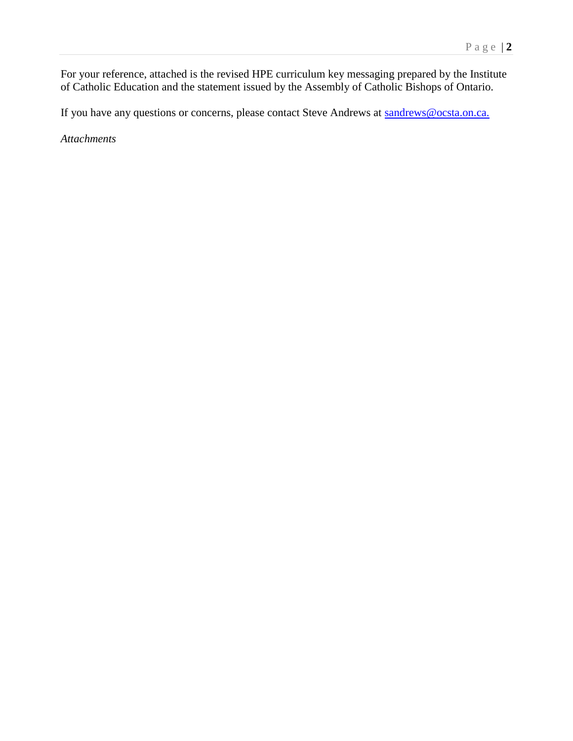For your reference, attached is the revised HPE curriculum key messaging prepared by the Institute of Catholic Education and the statement issued by the Assembly of Catholic Bishops of Ontario.

If you have any questions or concerns, please contact Steve Andrews at sandrews@ocsta.on.ca.

*Attachments*